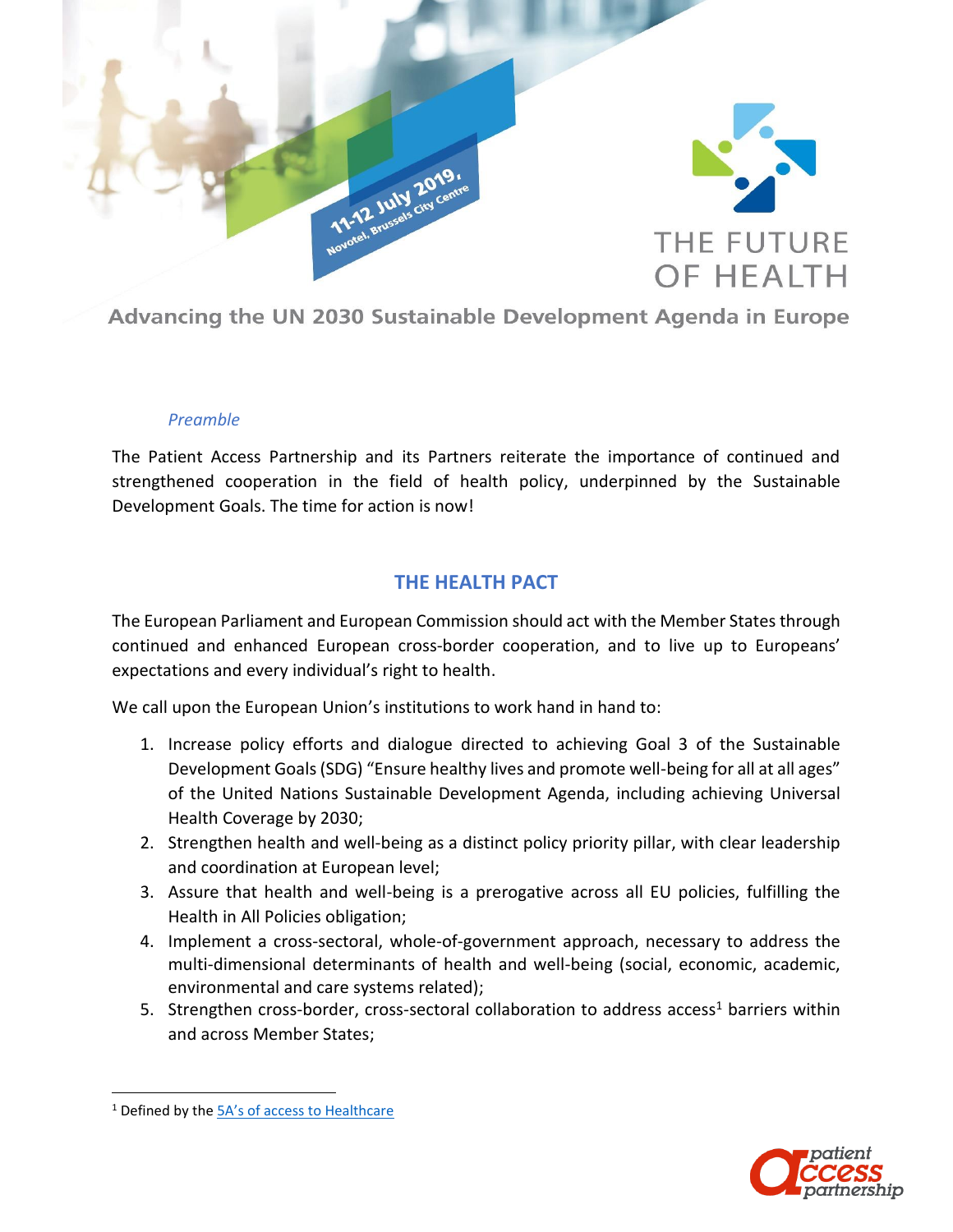11-12 July 2019,
Novotel, Brussels City Centre

THE FUTURE OF HEALTH

Advancing the UN 2030 Sustainable Development Agenda in Europe

*Preamble*

The Patient Access Partnership and its Partners reiterate the importance of continued and strengthened cooperation in the field of health policy, underpinned by the Sustainable Development Goals. The time for action is now!

## THE HEALTH PACT

The European Parliament and European Commission should act with the Member States through continued and enhanced European cross-border cooperation, and to live up to Europeans' expectations and every individual's right to health.

We call upon the European Union's institutions to work hand in hand to:

1. Increase policy efforts and dialogue directed to achieving Goal 3 of the Sustainable Development Goals (SDG) "Ensure healthy lives and promote well-being for all at all ages" of the United Nations Sustainable Development Agenda, including achieving Universal Health Coverage by 2030;
2. Strengthen health and well-being as a distinct policy priority pillar, with clear leadership and coordination at European level;
3. Assure that health and well-being is a prerogative across all EU policies, fulfilling the Health in All Policies obligation;
4. Implement a cross-sectoral, whole-of-government approach, necessary to address the multi-dimensional determinants of health and well-being (social, economic, academic, environmental and care systems related);
5. Strengthen cross-border, cross-sectoral collaboration to address access[1] barriers within and across Member States;

[1] Defined by the 5A's of access to Healthcare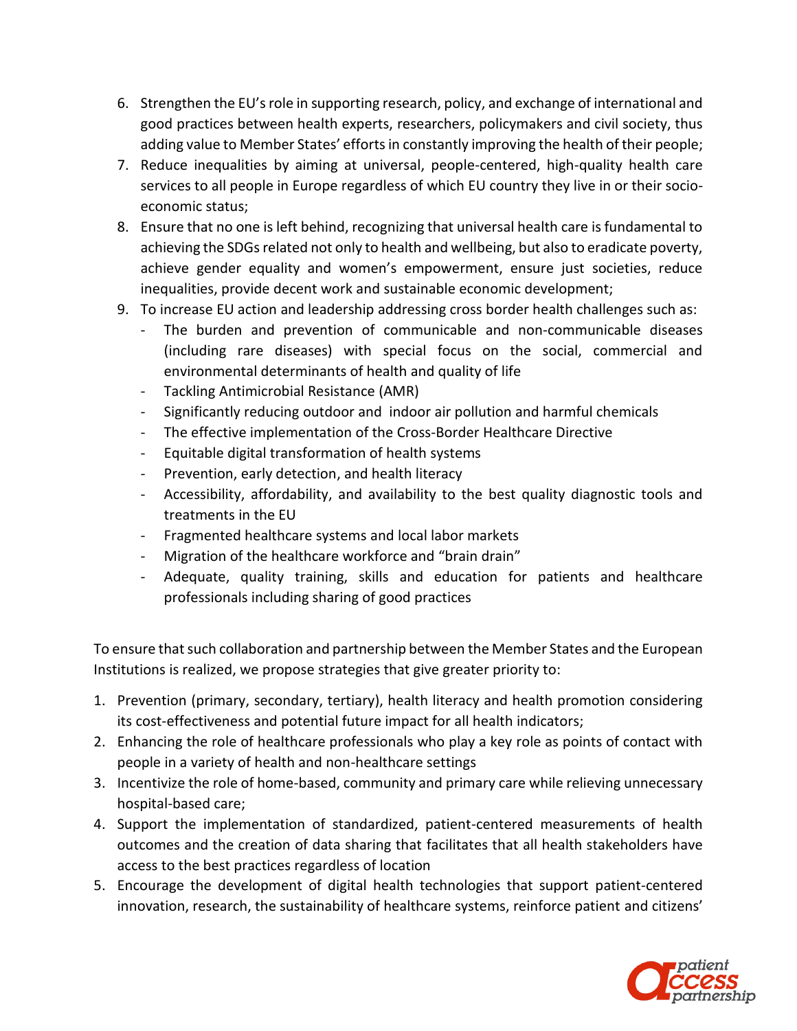6. Strengthen the EU's role in supporting research, policy, and exchange of international and good practices between health experts, researchers, policymakers and civil society, thus adding value to Member States' efforts in constantly improving the health of their people;
7. Reduce inequalities by aiming at universal, people-centered, high-quality health care services to all people in Europe regardless of which EU country they live in or their socio-economic status;
8. Ensure that no one is left behind, recognizing that universal health care is fundamental to achieving the SDGs related not only to health and wellbeing, but also to eradicate poverty, achieve gender equality and women's empowerment, ensure just societies, reduce inequalities, provide decent work and sustainable economic development;
9. To increase EU action and leadership addressing cross border health challenges such as:
   - The burden and prevention of communicable and non-communicable diseases (including rare diseases) with special focus on the social, commercial and environmental determinants of health and quality of life
   - Tackling Antimicrobial Resistance (AMR)
   - Significantly reducing outdoor and indoor air pollution and harmful chemicals
   - The effective implementation of the Cross-Border Healthcare Directive
   - Equitable digital transformation of health systems
   - Prevention, early detection, and health literacy
   - Accessibility, affordability, and availability to the best quality diagnostic tools and treatments in the EU
   - Fragmented healthcare systems and local labor markets
   - Migration of the healthcare workforce and "brain drain"
   - Adequate, quality training, skills and education for patients and healthcare professionals including sharing of good practices

To ensure that such collaboration and partnership between the Member States and the European Institutions is realized, we propose strategies that give greater priority to:

1. Prevention (primary, secondary, tertiary), health literacy and health promotion considering its cost-effectiveness and potential future impact for all health indicators;
2. Enhancing the role of healthcare professionals who play a key role as points of contact with people in a variety of health and non-healthcare settings
3. Incentivize the role of home-based, community and primary care while relieving unnecessary hospital-based care;
4. Support the implementation of standardized, patient-centered measurements of health outcomes and the creation of data sharing that facilitates that all health stakeholders have access to the best practices regardless of location
5. Encourage the development of digital health technologies that support patient-centered innovation, research, the sustainability of healthcare systems, reinforce patient and citizens'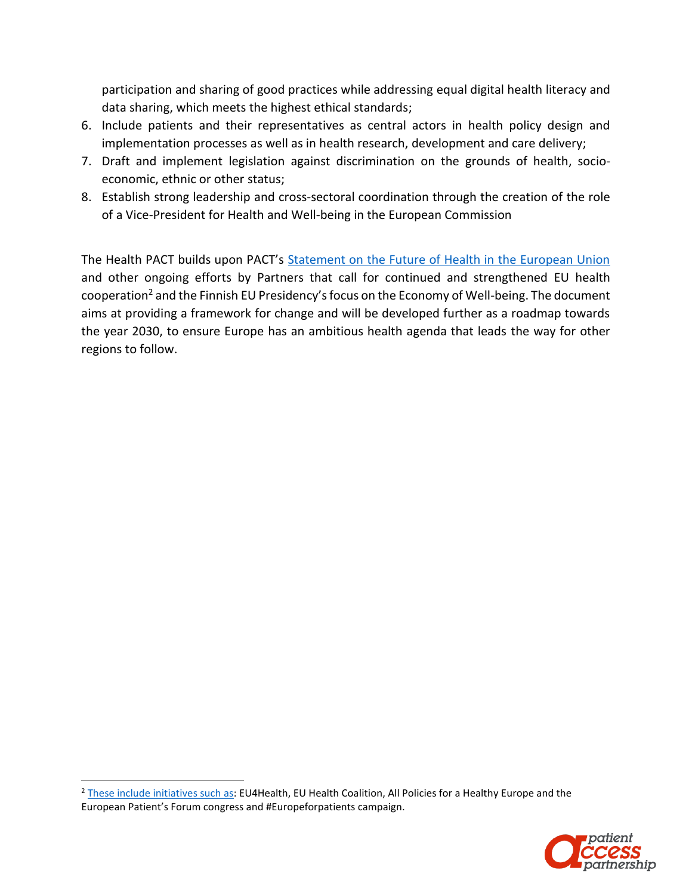participation and sharing of good practices while addressing equal digital health literacy and data sharing, which meets the highest ethical standards;

6. Include patients and their representatives as central actors in health policy design and implementation processes as well as in health research, development and care delivery;
7. Draft and implement legislation against discrimination on the grounds of health, socio-economic, ethnic or other status;
8. Establish strong leadership and cross-sectoral coordination through the creation of the role of a Vice-President for Health and Well-being in the European Commission

The Health PACT builds upon PACT's Statement on the Future of Health in the European Union and other ongoing efforts by Partners that call for continued and strengthened EU health cooperation[2] and the Finnish EU Presidency's focus on the Economy of Well-being. The document aims at providing a framework for change and will be developed further as a roadmap towards the year 2030, to ensure Europe has an ambitious health agenda that leads the way for other regions to follow.

[2] These include initiatives such as: EU4Health, EU Health Coalition, All Policies for a Healthy Europe and the European Patient's Forum congress and #Europeforpatients campaign.